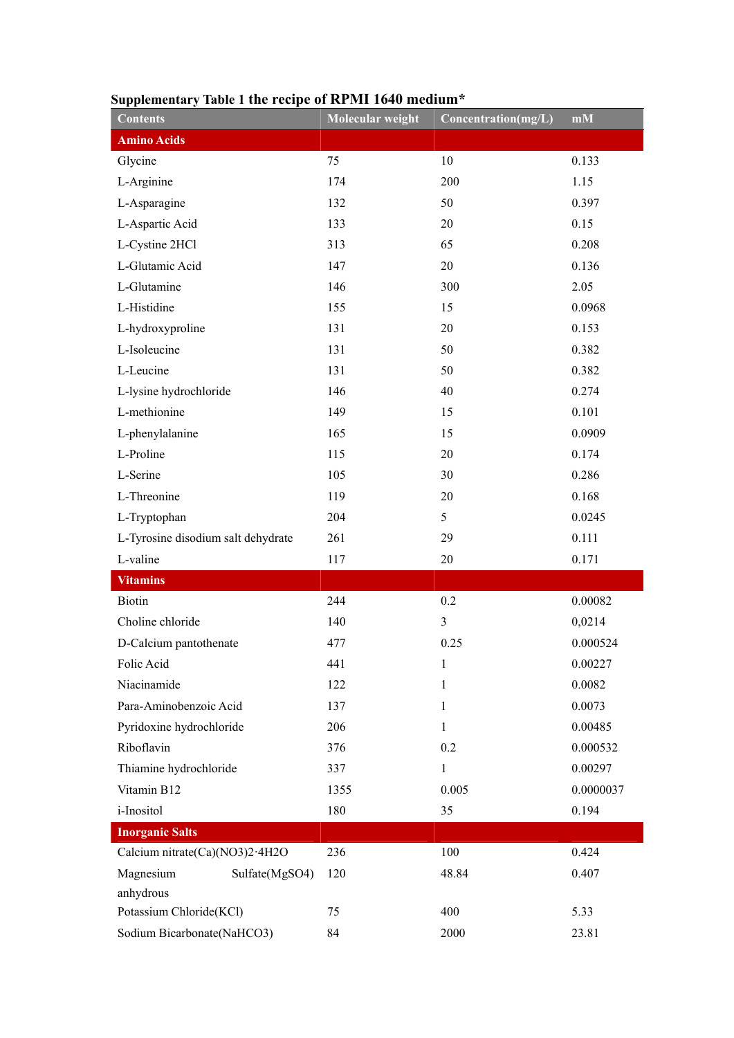**Supplementary Table 1 the recipe of RPMI 1640 medium***

| Contents | Molecular weight | Concentration(mg/L) | mM |
|---|---|---|---|
| **Amino Acids** | | | |
| Glycine | 75 | 10 | 0.133 |
| L-Arginine | 174 | 200 | 1.15 |
| L-Asparagine | 132 | 50 | 0.397 |
| L-Aspartic Acid | 133 | 20 | 0.15 |
| L-Cystine 2HCl | 313 | 65 | 0.208 |
| L-Glutamic Acid | 147 | 20 | 0.136 |
| L-Glutamine | 146 | 300 | 2.05 |
| L-Histidine | 155 | 15 | 0.0968 |
| L-hydroxyproline | 131 | 20 | 0.153 |
| L-Isoleucine | 131 | 50 | 0.382 |
| L-Leucine | 131 | 50 | 0.382 |
| L-lysine hydrochloride | 146 | 40 | 0.274 |
| L-methionine | 149 | 15 | 0.101 |
| L-phenylalanine | 165 | 15 | 0.0909 |
| L-Proline | 115 | 20 | 0.174 |
| L-Serine | 105 | 30 | 0.286 |
| L-Threonine | 119 | 20 | 0.168 |
| L-Tryptophan | 204 | 5 | 0.0245 |
| L-Tyrosine disodium salt dehydrate | 261 | 29 | 0.111 |
| L-valine | 117 | 20 | 0.171 |
| **Vitamins** | | | |
| Biotin | 244 | 0.2 | 0.00082 |
| Choline chloride | 140 | 3 | 0,0214 |
| D-Calcium pantothenate | 477 | 0.25 | 0.000524 |
| Folic Acid | 441 | 1 | 0.00227 |
| Niacinamide | 122 | 1 | 0.0082 |
| Para-Aminobenzoic Acid | 137 | 1 | 0.0073 |
| Pyridoxine hydrochloride | 206 | 1 | 0.00485 |
| Riboflavin | 376 | 0.2 | 0.000532 |
| Thiamine hydrochloride | 337 | 1 | 0.00297 |
| Vitamin B12 | 1355 | 0.005 | 0.0000037 |
| i-Inositol | 180 | 35 | 0.194 |
| **Inorganic Salts** | | | |
| Calcium nitrate(Ca)(NO3)2·4H2O | 236 | 100 | 0.424 |
| Magnesium Sulfate(MgSO4) anhydrous | 120 | 48.84 | 0.407 |
| Potassium Chloride(KCl) | 75 | 400 | 5.33 |
| Sodium Bicarbonate(NaHCO3) | 84 | 2000 | 23.81 |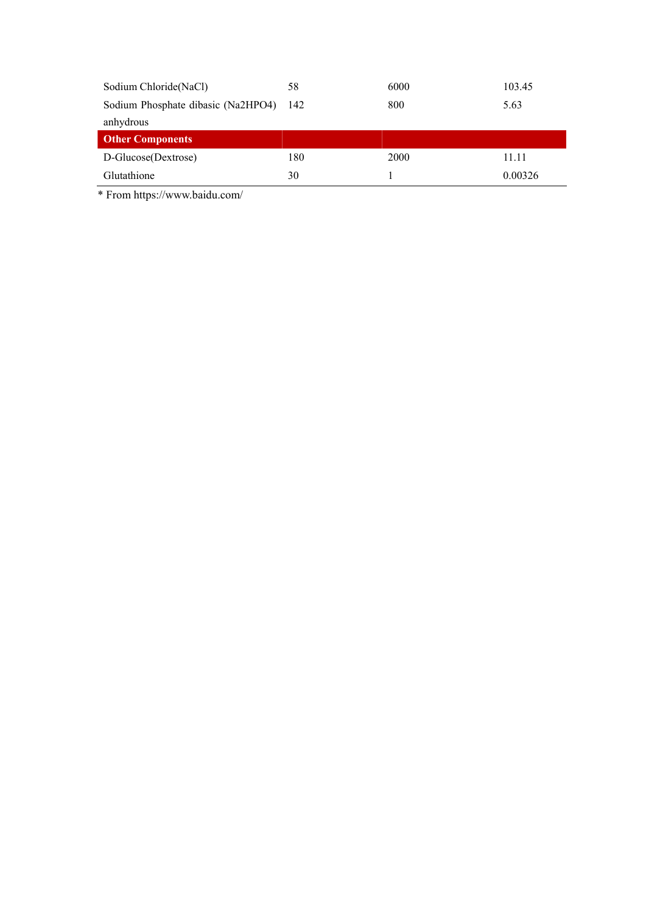| | | | |
|---|---|---|---|
| Sodium Chloride(NaCl) | 58 | 6000 | 103.45 |
| Sodium Phosphate dibasic (Na2HPO4) anhydrous | 142 | 800 | 5.63 |
| **Other Components** | | | |
| D-Glucose(Dextrose) | 180 | 2000 | 11.11 |
| Glutathione | 30 | 1 | 0.00326 |

* From https://www.baidu.com/